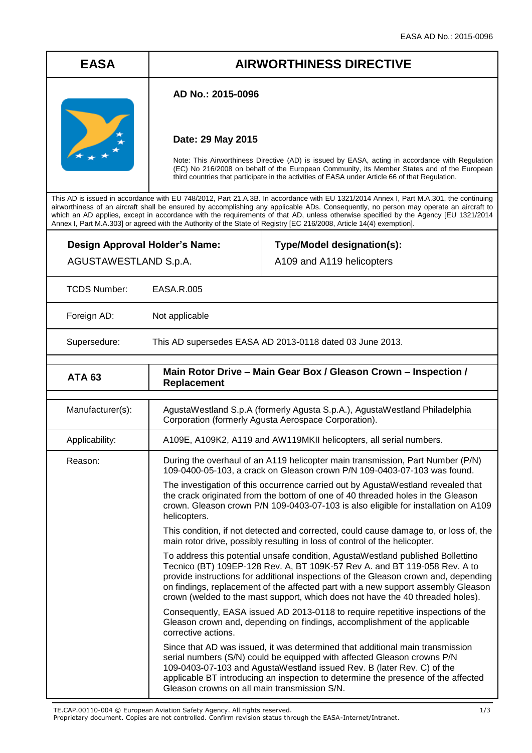| EASA | AIRWORTHINESS DIRECTIVE |
|---|---|
| | **AD No.: 2015-0096**<br><br>**Date: 29 May 2015**<br><br>Note: This Airworthiness Directive (AD) is issued by EASA, acting in accordance with Regulation (EC) No 216/2008 on behalf of the European Community, its Member States and of the European third countries that participate in the activities of EASA under Article 66 of that Regulation. |

This AD is issued in accordance with EU 748/2012, Part 21.A.3B. In accordance with EU 1321/2014 Annex I, Part M.A.301, the continuing airworthiness of an aircraft shall be ensured by accomplishing any applicable ADs. Consequently, no person may operate an aircraft to which an AD applies, except in accordance with the requirements of that AD, unless otherwise specified by the Agency [EU 1321/2014 Annex I, Part M.A.303] or agreed with the Authority of the State of Registry [EC 216/2008, Article 14(4) exemption].

| **Design Approval Holder's Name:** | **Type/Model designation(s):** |
|---|---|
| AGUSTAWESTLAND S.p.A. | A109 and A119 helicopters |

| | |
|---|---|
| TCDS Number: | EASA.R.005 |
| Foreign AD: | Not applicable |
| Supersedure: | This AD supersedes EASA AD 2013-0118 dated 03 June 2013. |

| **ATA 63** | **Main Rotor Drive – Main Gear Box / Gleason Crown – Inspection / Replacement** |
|---|---|

| | |
|---|---|
| Manufacturer(s): | AgustaWestland S.p.A (formerly Agusta S.p.A.), AgustaWestland Philadelphia Corporation (formerly Agusta Aerospace Corporation). |
| Applicability: | A109E, A109K2, A119 and AW119MKII helicopters, all serial numbers. |
| Reason: | During the overhaul of an A119 helicopter main transmission, Part Number (P/N) 109-0400-05-103, a crack on Gleason crown P/N 109-0403-07-103 was found.<br><br>The investigation of this occurrence carried out by AgustaWestland revealed that the crack originated from the bottom of one of 40 threaded holes in the Gleason crown. Gleason crown P/N 109-0403-07-103 is also eligible for installation on A109 helicopters.<br><br>This condition, if not detected and corrected, could cause damage to, or loss of, the main rotor drive, possibly resulting in loss of control of the helicopter.<br><br>To address this potential unsafe condition, AgustaWestland published Bollettino Tecnico (BT) 109EP-128 Rev. A, BT 109K-57 Rev A. and BT 119-058 Rev. A to provide instructions for additional inspections of the Gleason crown and, depending on findings, replacement of the affected part with a new support assembly Gleason crown (welded to the mast support, which does not have the 40 threaded holes).<br><br>Consequently, EASA issued AD 2013-0118 to require repetitive inspections of the Gleason crown and, depending on findings, accomplishment of the applicable corrective actions.<br><br>Since that AD was issued, it was determined that additional main transmission serial numbers (S/N) could be equipped with affected Gleason crowns P/N 109-0403-07-103 and AgustaWestland issued Rev. B (later Rev. C) of the applicable BT introducing an inspection to determine the presence of the affected Gleason crowns on all main transmission S/N. |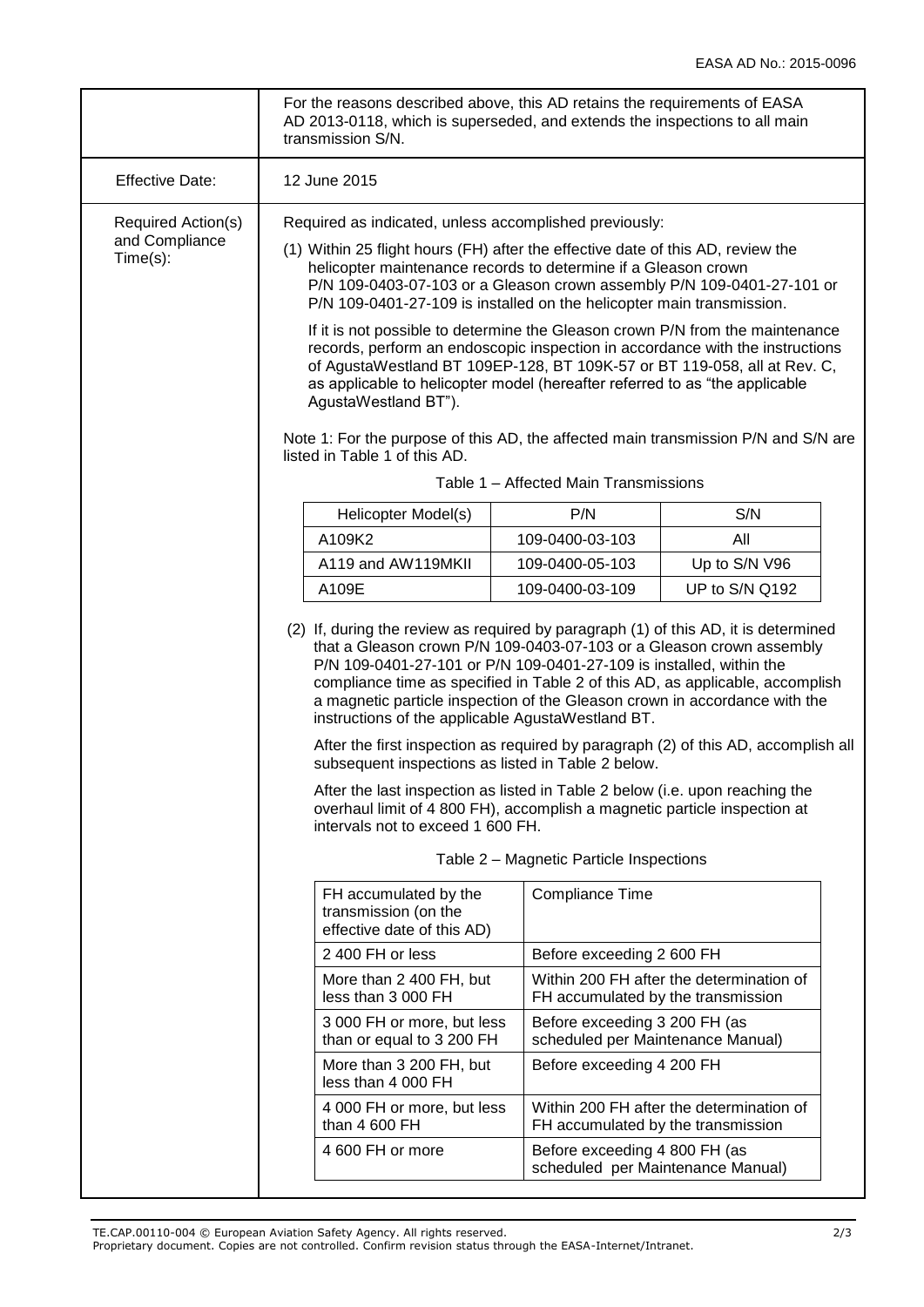For the reasons described above, this AD retains the requirements of EASA AD 2013-0118, which is superseded, and extends the inspections to all main transmission S/N.

**Effective Date:** 12 June 2015

**Required Action(s) and Compliance Time(s):**

Required as indicated, unless accomplished previously:

(1) Within 25 flight hours (FH) after the effective date of this AD, review the helicopter maintenance records to determine if a Gleason crown P/N 109-0403-07-103 or a Gleason crown assembly P/N 109-0401-27-101 or P/N 109-0401-27-109 is installed on the helicopter main transmission.

If it is not possible to determine the Gleason crown P/N from the maintenance records, perform an endoscopic inspection in accordance with the instructions of AgustaWestland BT 109EP-128, BT 109K-57 or BT 119-058, all at Rev. C, as applicable to helicopter model (hereafter referred to as "the applicable AgustaWestland BT").

Note 1: For the purpose of this AD, the affected main transmission P/N and S/N are listed in Table 1 of this AD.

Table 1 – Affected Main Transmissions

| Helicopter Model(s) | P/N | S/N |
|---|---|---|
| A109K2 | 109-0400-03-103 | All |
| A119 and AW119MKII | 109-0400-05-103 | Up to S/N V96 |
| A109E | 109-0400-03-109 | UP to S/N Q192 |

(2) If, during the review as required by paragraph (1) of this AD, it is determined that a Gleason crown P/N 109-0403-07-103 or a Gleason crown assembly P/N 109-0401-27-101 or P/N 109-0401-27-109 is installed, within the compliance time as specified in Table 2 of this AD, as applicable, accomplish a magnetic particle inspection of the Gleason crown in accordance with the instructions of the applicable AgustaWestland BT.

After the first inspection as required by paragraph (2) of this AD, accomplish all subsequent inspections as listed in Table 2 below.

After the last inspection as listed in Table 2 below (i.e. upon reaching the overhaul limit of 4 800 FH), accomplish a magnetic particle inspection at intervals not to exceed 1 600 FH.

Table 2 – Magnetic Particle Inspections

| FH accumulated by the transmission (on the effective date of this AD) | Compliance Time |
|---|---|
| 2 400 FH or less | Before exceeding 2 600 FH |
| More than 2 400 FH, but less than 3 000 FH | Within 200 FH after the determination of FH accumulated by the transmission |
| 3 000 FH or more, but less than or equal to 3 200 FH | Before exceeding 3 200 FH (as scheduled per Maintenance Manual) |
| More than 3 200 FH, but less than 4 000 FH | Before exceeding 4 200 FH |
| 4 000 FH or more, but less than 4 600 FH | Within 200 FH after the determination of FH accumulated by the transmission |
| 4 600 FH or more | Before exceeding 4 800 FH (as scheduled per Maintenance Manual) |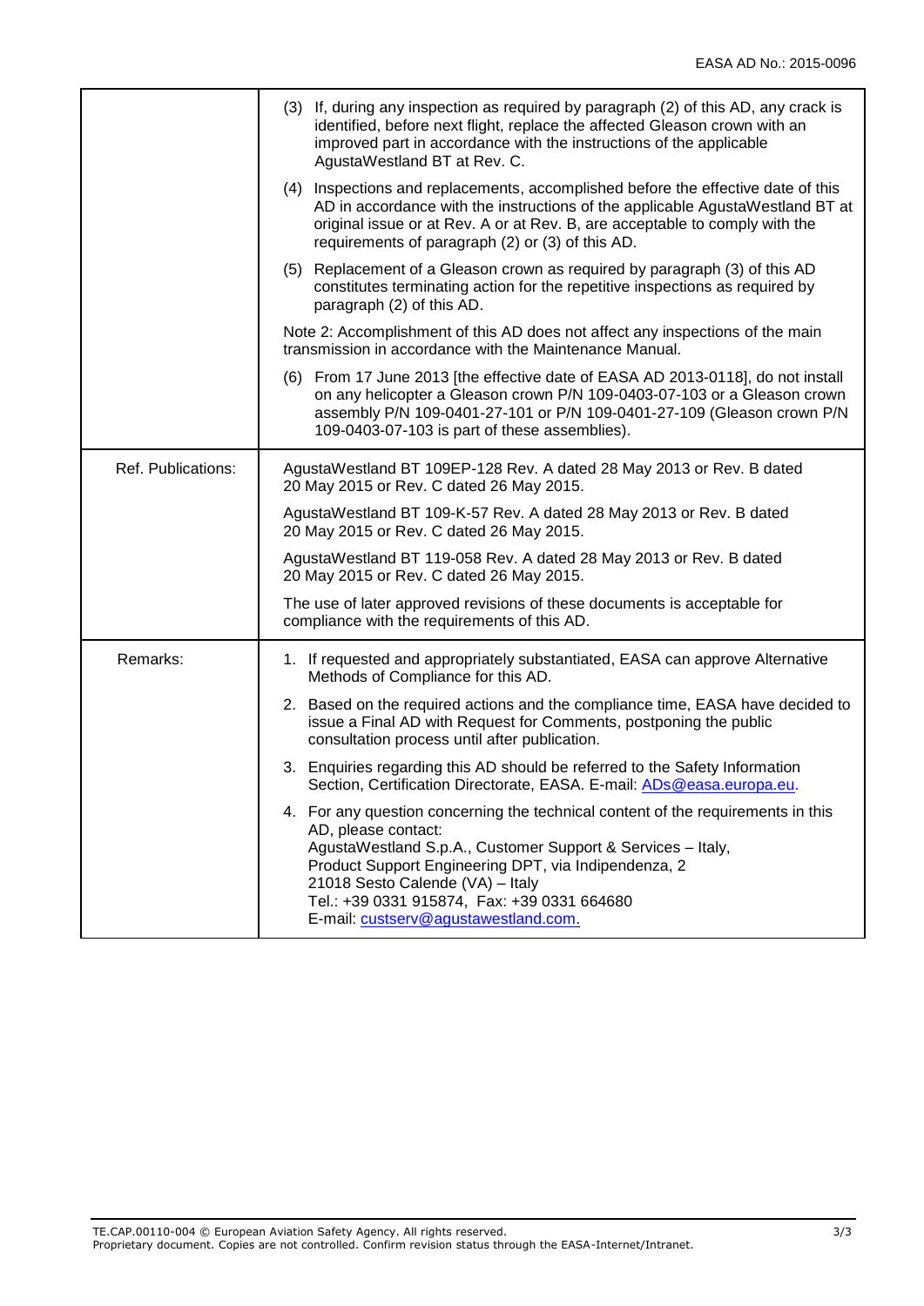| | |
|---|---|
| | (3) If, during any inspection as required by paragraph (2) of this AD, any crack is identified, before next flight, replace the affected Gleason crown with an improved part in accordance with the instructions of the applicable AgustaWestland BT at Rev. C.<br><br>(4) Inspections and replacements, accomplished before the effective date of this AD in accordance with the instructions of the applicable AgustaWestland BT at original issue or at Rev. A or at Rev. B, are acceptable to comply with the requirements of paragraph (2) or (3) of this AD.<br><br>(5) Replacement of a Gleason crown as required by paragraph (3) of this AD constitutes terminating action for the repetitive inspections as required by paragraph (2) of this AD.<br><br>Note 2: Accomplishment of this AD does not affect any inspections of the main transmission in accordance with the Maintenance Manual.<br><br>(6) From 17 June 2013 [the effective date of EASA AD 2013-0118], do not install on any helicopter a Gleason crown P/N 109-0403-07-103 or a Gleason crown assembly P/N 109-0401-27-101 or P/N 109-0401-27-109 (Gleason crown P/N 109-0403-07-103 is part of these assemblies). |
| Ref. Publications: | AgustaWestland BT 109EP-128 Rev. A dated 28 May 2013 or Rev. B dated 20 May 2015 or Rev. C dated 26 May 2015.<br><br>AgustaWestland BT 109-K-57 Rev. A dated 28 May 2013 or Rev. B dated 20 May 2015 or Rev. C dated 26 May 2015.<br><br>AgustaWestland BT 119-058 Rev. A dated 28 May 2013 or Rev. B dated 20 May 2015 or Rev. C dated 26 May 2015.<br><br>The use of later approved revisions of these documents is acceptable for compliance with the requirements of this AD. |
| Remarks: | 1. If requested and appropriately substantiated, EASA can approve Alternative Methods of Compliance for this AD.<br><br>2. Based on the required actions and the compliance time, EASA have decided to issue a Final AD with Request for Comments, postponing the public consultation process until after publication.<br><br>3. Enquiries regarding this AD should be referred to the Safety Information Section, Certification Directorate, EASA. E-mail: ADs@easa.europa.eu.<br><br>4. For any question concerning the technical content of the requirements in this AD, please contact:<br>AgustaWestland S.p.A., Customer Support & Services – Italy,<br>Product Support Engineering DPT, via Indipendenza, 2<br>21018 Sesto Calende (VA) – Italy<br>Tel.: +39 0331 915874, Fax: +39 0331 664680<br>E-mail: custserv@agustawestland.com. |